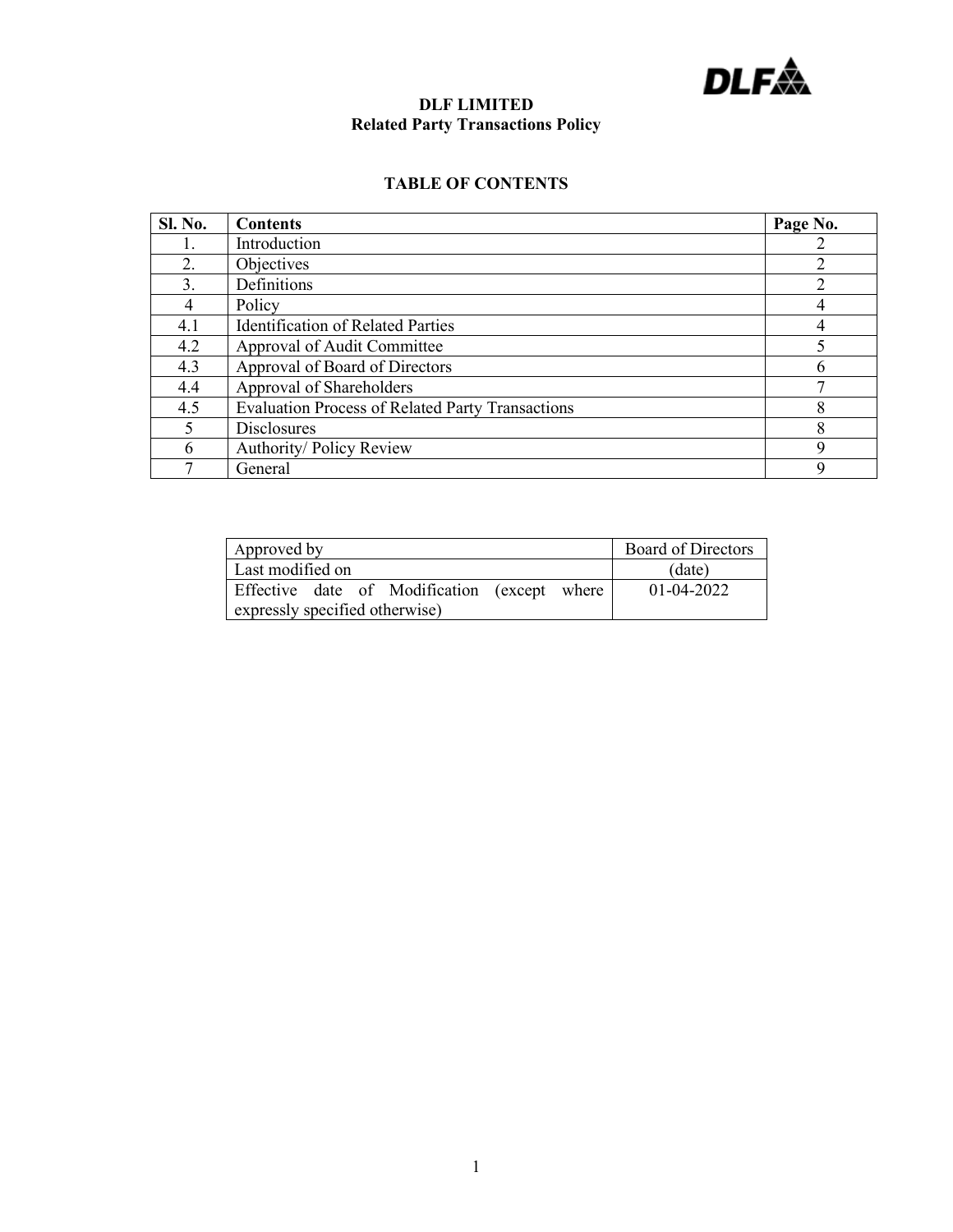# DLF LIMITED
## Related Party Transactions Policy

### TABLE OF CONTENTS

| Sl. No. | Contents | Page No. |
|---|---|---|
| 1. | Introduction | 2 |
| 2. | Objectives | 2 |
| 3. | Definitions | 2 |
| 4 | Policy | 4 |
| 4.1 | Identification of Related Parties | 4 |
| 4.2 | Approval of Audit Committee | 5 |
| 4.3 | Approval of Board of Directors | 6 |
| 4.4 | Approval of Shareholders | 7 |
| 4.5 | Evaluation Process of Related Party Transactions | 8 |
| 5 | Disclosures | 8 |
| 6 | Authority/ Policy Review | 9 |
| 7 | General | 9 |

| Approved by | Board of Directors |
|---|---|
| Last modified on | (date) |
| Effective date of Modification (except where expressly specified otherwise) | 01-04-2022 |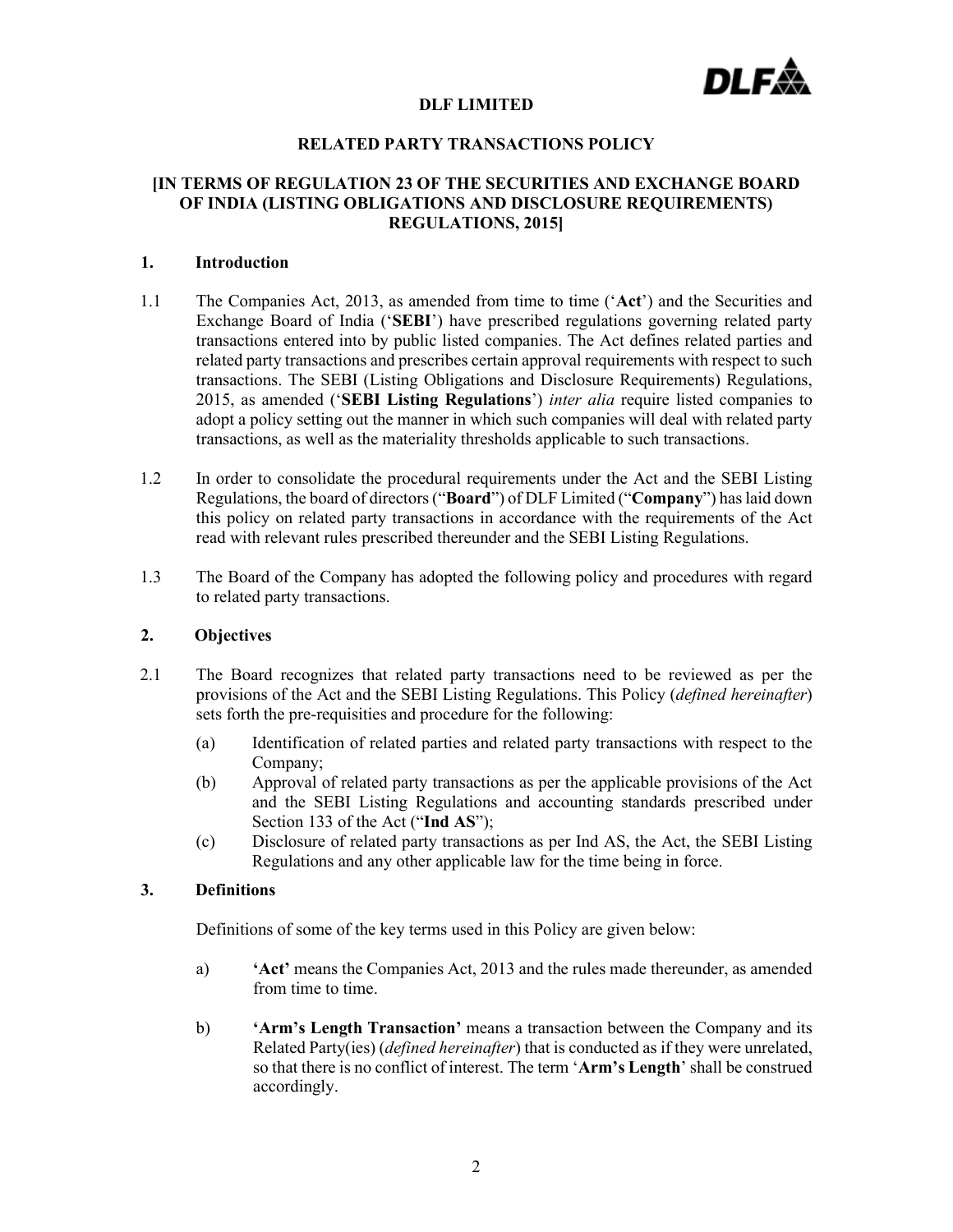# DLF LIMITED

## RELATED PARTY TRANSACTIONS POLICY

### [IN TERMS OF REGULATION 23 OF THE SECURITIES AND EXCHANGE BOARD OF INDIA (LISTING OBLIGATIONS AND DISCLOSURE REQUIREMENTS) REGULATIONS, 2015]

### 1. Introduction

1.1 The Companies Act, 2013, as amended from time to time ('**Act**') and the Securities and Exchange Board of India ('**SEBI**') have prescribed regulations governing related party transactions entered into by public listed companies. The Act defines related parties and related party transactions and prescribes certain approval requirements with respect to such transactions. The SEBI (Listing Obligations and Disclosure Requirements) Regulations, 2015, as amended ('**SEBI Listing Regulations**') *inter alia* require listed companies to adopt a policy setting out the manner in which such companies will deal with related party transactions, as well as the materiality thresholds applicable to such transactions.

1.2 In order to consolidate the procedural requirements under the Act and the SEBI Listing Regulations, the board of directors ("**Board**") of DLF Limited ("**Company**") has laid down this policy on related party transactions in accordance with the requirements of the Act read with relevant rules prescribed thereunder and the SEBI Listing Regulations.

1.3 The Board of the Company has adopted the following policy and procedures with regard to related party transactions.

### 2. Objectives

2.1 The Board recognizes that related party transactions need to be reviewed as per the provisions of the Act and the SEBI Listing Regulations. This Policy (*defined hereinafter*) sets forth the pre-requisities and procedure for the following:

(a) Identification of related parties and related party transactions with respect to the Company;

(b) Approval of related party transactions as per the applicable provisions of the Act and the SEBI Listing Regulations and accounting standards prescribed under Section 133 of the Act ("**Ind AS**");

(c) Disclosure of related party transactions as per Ind AS, the Act, the SEBI Listing Regulations and any other applicable law for the time being in force.

### 3. Definitions

Definitions of some of the key terms used in this Policy are given below:

a) **'Act'** means the Companies Act, 2013 and the rules made thereunder, as amended from time to time.

b) **'Arm's Length Transaction'** means a transaction between the Company and its Related Party(ies) (*defined hereinafter*) that is conducted as if they were unrelated, so that there is no conflict of interest. The term '**Arm's Length**' shall be construed accordingly.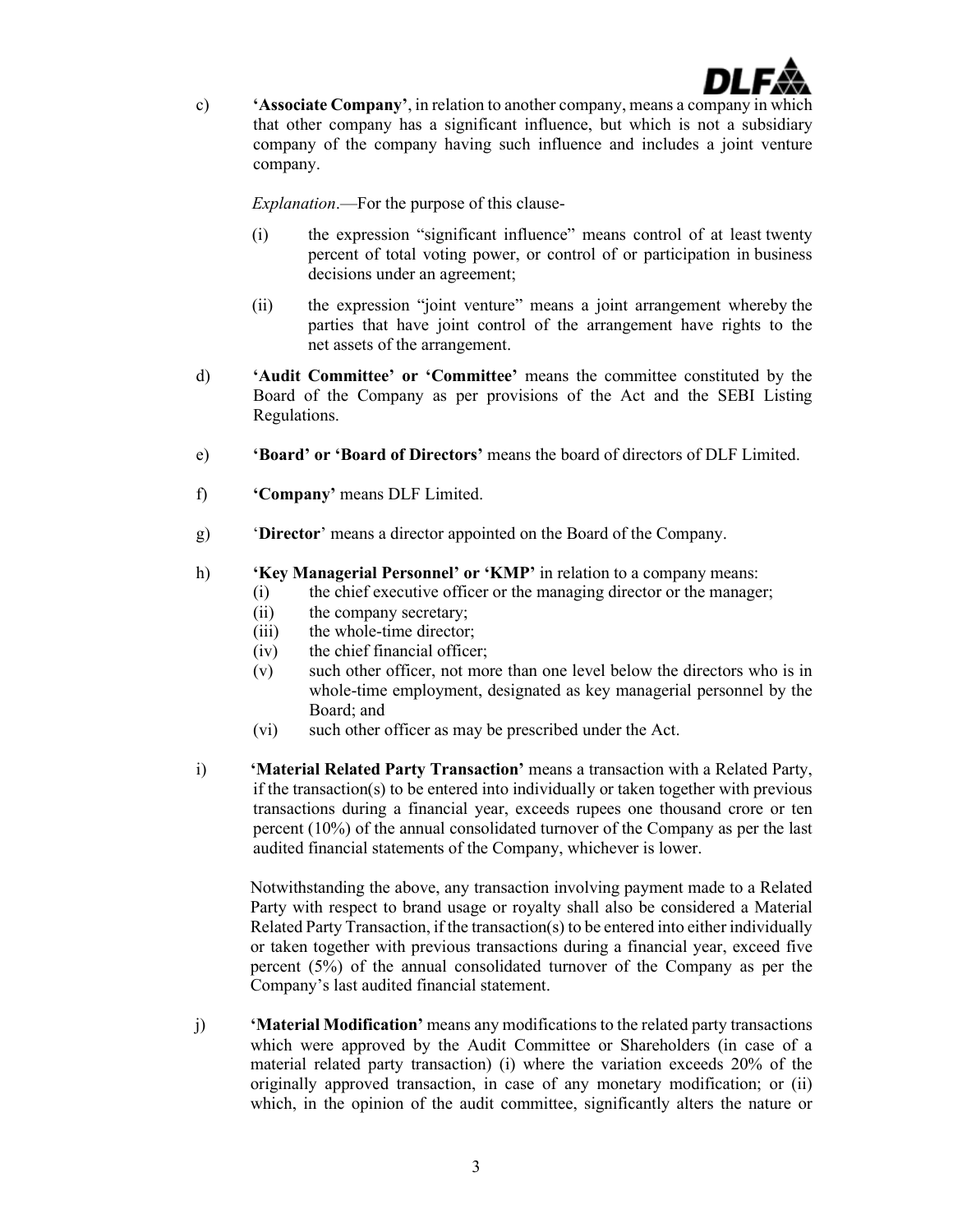c) **'Associate Company'**, in relation to another company, means a company in which that other company has a significant influence, but which is not a subsidiary company of the company having such influence and includes a joint venture company.

*Explanation*.—For the purpose of this clause-

(i) the expression "significant influence" means control of at least twenty percent of total voting power, or control of or participation in business decisions under an agreement;

(ii) the expression "joint venture" means a joint arrangement whereby the parties that have joint control of the arrangement have rights to the net assets of the arrangement.

d) **'Audit Committee' or 'Committee'** means the committee constituted by the Board of the Company as per provisions of the Act and the SEBI Listing Regulations.

e) **'Board' or 'Board of Directors'** means the board of directors of DLF Limited.

f) **'Company'** means DLF Limited.

g) '**Director**' means a director appointed on the Board of the Company.

h) **'Key Managerial Personnel' or 'KMP'** in relation to a company means:

(i) the chief executive officer or the managing director or the manager;
(ii) the company secretary;
(iii) the whole-time director;
(iv) the chief financial officer;
(v) such other officer, not more than one level below the directors who is in whole-time employment, designated as key managerial personnel by the Board; and
(vi) such other officer as may be prescribed under the Act.

i) **'Material Related Party Transaction'** means a transaction with a Related Party, if the transaction(s) to be entered into individually or taken together with previous transactions during a financial year, exceeds rupees one thousand crore or ten percent (10%) of the annual consolidated turnover of the Company as per the last audited financial statements of the Company, whichever is lower.

Notwithstanding the above, any transaction involving payment made to a Related Party with respect to brand usage or royalty shall also be considered a Material Related Party Transaction, if the transaction(s) to be entered into either individually or taken together with previous transactions during a financial year, exceed five percent (5%) of the annual consolidated turnover of the Company as per the Company's last audited financial statement.

j) **'Material Modification'** means any modifications to the related party transactions which were approved by the Audit Committee or Shareholders (in case of a material related party transaction) (i) where the variation exceeds 20% of the originally approved transaction, in case of any monetary modification; or (ii) which, in the opinion of the audit committee, significantly alters the nature or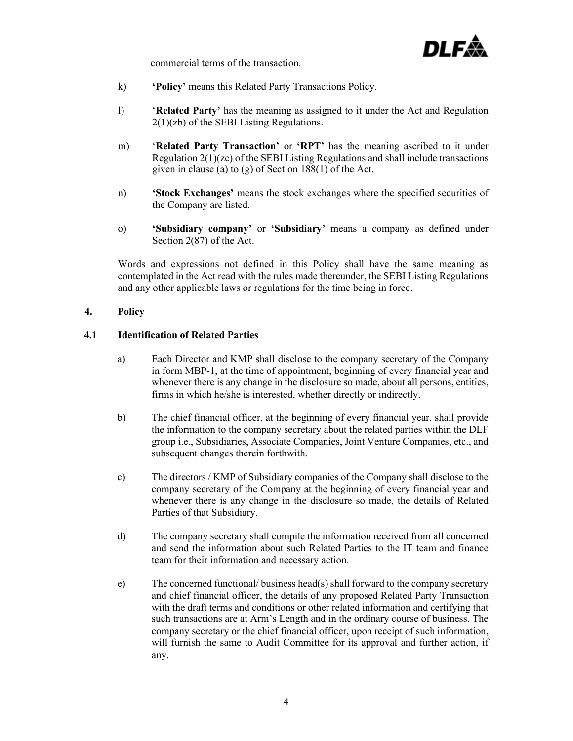commercial terms of the transaction.

k) **'Policy'** means this Related Party Transactions Policy.

l) '**Related Party**' has the meaning as assigned to it under the Act and Regulation 2(1)(zb) of the SEBI Listing Regulations.

m) '**Related Party Transaction**' or **'RPT'** has the meaning ascribed to it under Regulation 2(1)(zc) of the SEBI Listing Regulations and shall include transactions given in clause (a) to (g) of Section 188(1) of the Act.

n) **'Stock Exchanges'** means the stock exchanges where the specified securities of the Company are listed.

o) **'Subsidiary company'** or **'Subsidiary'** means a company as defined under Section 2(87) of the Act.

Words and expressions not defined in this Policy shall have the same meaning as contemplated in the Act read with the rules made thereunder, the SEBI Listing Regulations and any other applicable laws or regulations for the time being in force.

## 4. Policy

### 4.1 Identification of Related Parties

a) Each Director and KMP shall disclose to the company secretary of the Company in form MBP-1, at the time of appointment, beginning of every financial year and whenever there is any change in the disclosure so made, about all persons, entities, firms in which he/she is interested, whether directly or indirectly.

b) The chief financial officer, at the beginning of every financial year, shall provide the information to the company secretary about the related parties within the DLF group i.e., Subsidiaries, Associate Companies, Joint Venture Companies, etc., and subsequent changes therein forthwith.

c) The directors / KMP of Subsidiary companies of the Company shall disclose to the company secretary of the Company at the beginning of every financial year and whenever there is any change in the disclosure so made, the details of Related Parties of that Subsidiary.

d) The company secretary shall compile the information received from all concerned and send the information about such Related Parties to the IT team and finance team for their information and necessary action.

e) The concerned functional/ business head(s) shall forward to the company secretary and chief financial officer, the details of any proposed Related Party Transaction with the draft terms and conditions or other related information and certifying that such transactions are at Arm's Length and in the ordinary course of business. The company secretary or the chief financial officer, upon receipt of such information, will furnish the same to Audit Committee for its approval and further action, if any.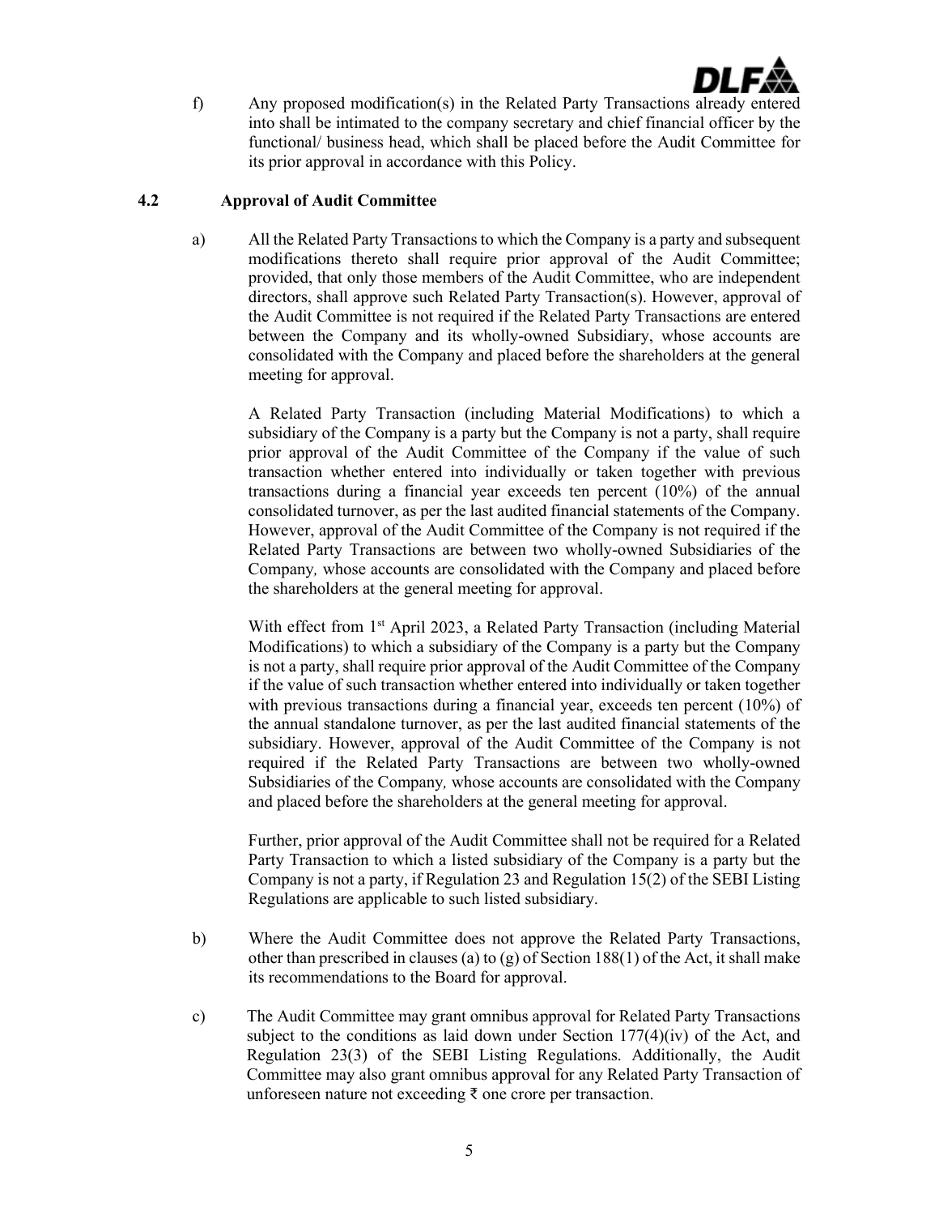f) Any proposed modification(s) in the Related Party Transactions already entered into shall be intimated to the company secretary and chief financial officer by the functional/ business head, which shall be placed before the Audit Committee for its prior approval in accordance with this Policy.

### 4.2 Approval of Audit Committee

a) All the Related Party Transactions to which the Company is a party and subsequent modifications thereto shall require prior approval of the Audit Committee; provided, that only those members of the Audit Committee, who are independent directors, shall approve such Related Party Transaction(s). However, approval of the Audit Committee is not required if the Related Party Transactions are entered between the Company and its wholly-owned Subsidiary, whose accounts are consolidated with the Company and placed before the shareholders at the general meeting for approval.

A Related Party Transaction (including Material Modifications) to which a subsidiary of the Company is a party but the Company is not a party, shall require prior approval of the Audit Committee of the Company if the value of such transaction whether entered into individually or taken together with previous transactions during a financial year exceeds ten percent (10%) of the annual consolidated turnover, as per the last audited financial statements of the Company. However, approval of the Audit Committee of the Company is not required if the Related Party Transactions are between two wholly-owned Subsidiaries of the Company*,* whose accounts are consolidated with the Company and placed before the shareholders at the general meeting for approval.

With effect from 1st April 2023, a Related Party Transaction (including Material Modifications) to which a subsidiary of the Company is a party but the Company is not a party, shall require prior approval of the Audit Committee of the Company if the value of such transaction whether entered into individually or taken together with previous transactions during a financial year, exceeds ten percent (10%) of the annual standalone turnover, as per the last audited financial statements of the subsidiary. However, approval of the Audit Committee of the Company is not required if the Related Party Transactions are between two wholly-owned Subsidiaries of the Company*,* whose accounts are consolidated with the Company and placed before the shareholders at the general meeting for approval.

Further, prior approval of the Audit Committee shall not be required for a Related Party Transaction to which a listed subsidiary of the Company is a party but the Company is not a party, if Regulation 23 and Regulation 15(2) of the SEBI Listing Regulations are applicable to such listed subsidiary.

b) Where the Audit Committee does not approve the Related Party Transactions, other than prescribed in clauses (a) to (g) of Section 188(1) of the Act, it shall make its recommendations to the Board for approval.

c) The Audit Committee may grant omnibus approval for Related Party Transactions subject to the conditions as laid down under Section 177(4)(iv) of the Act, and Regulation 23(3) of the SEBI Listing Regulations. Additionally, the Audit Committee may also grant omnibus approval for any Related Party Transaction of unforeseen nature not exceeding ₹ one crore per transaction.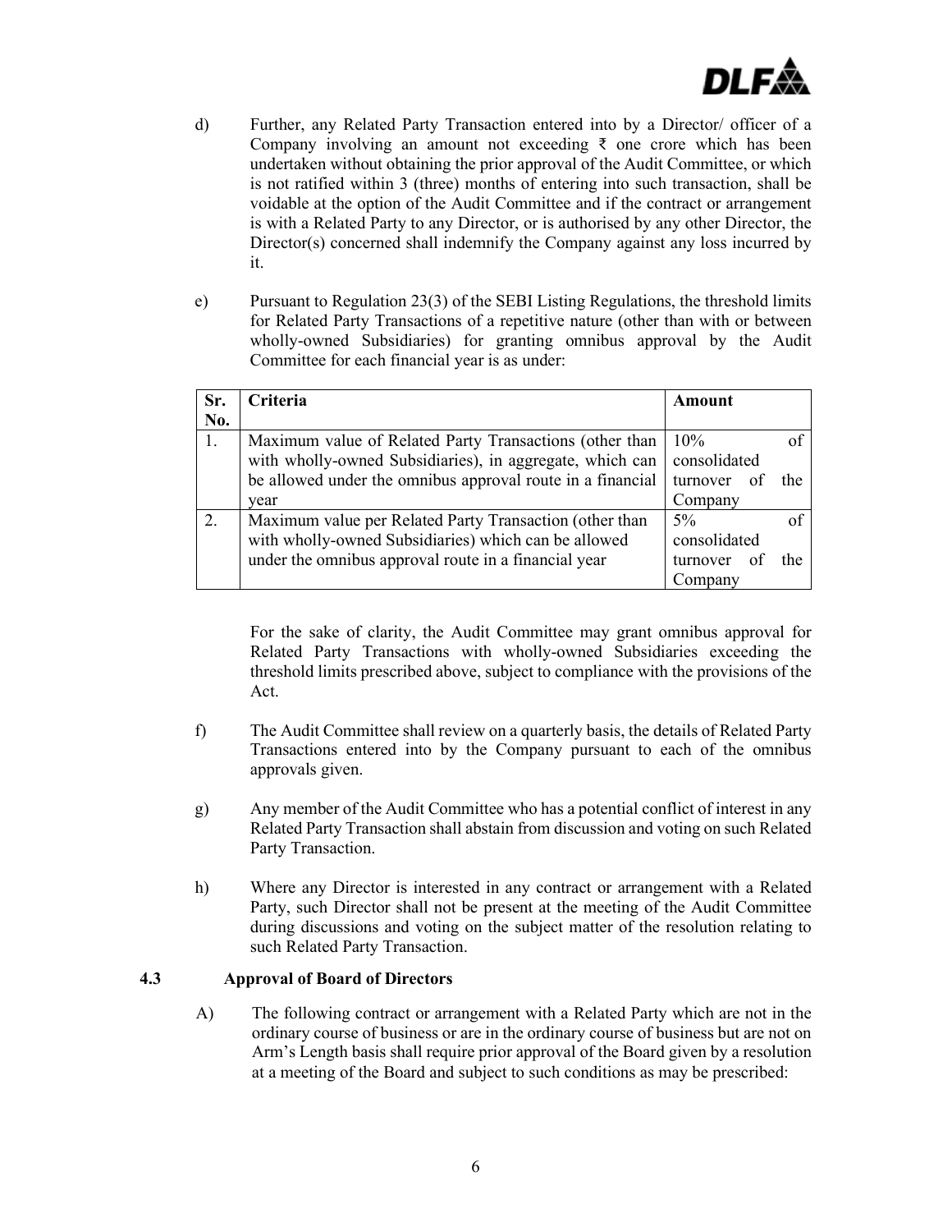d) Further, any Related Party Transaction entered into by a Director/ officer of a Company involving an amount not exceeding ₹ one crore which has been undertaken without obtaining the prior approval of the Audit Committee, or which is not ratified within 3 (three) months of entering into such transaction, shall be voidable at the option of the Audit Committee and if the contract or arrangement is with a Related Party to any Director, or is authorised by any other Director, the Director(s) concerned shall indemnify the Company against any loss incurred by it.

e) Pursuant to Regulation 23(3) of the SEBI Listing Regulations, the threshold limits for Related Party Transactions of a repetitive nature (other than with or between wholly-owned Subsidiaries) for granting omnibus approval by the Audit Committee for each financial year is as under:

| Sr. No. | Criteria | Amount |
|---|---|---|
| 1. | Maximum value of Related Party Transactions (other than with wholly-owned Subsidiaries), in aggregate, which can be allowed under the omnibus approval route in a financial year | 10% of consolidated turnover of the Company |
| 2. | Maximum value per Related Party Transaction (other than with wholly-owned Subsidiaries) which can be allowed under the omnibus approval route in a financial year | 5% of consolidated turnover of the Company |

For the sake of clarity, the Audit Committee may grant omnibus approval for Related Party Transactions with wholly-owned Subsidiaries exceeding the threshold limits prescribed above, subject to compliance with the provisions of the Act.

f) The Audit Committee shall review on a quarterly basis, the details of Related Party Transactions entered into by the Company pursuant to each of the omnibus approvals given.

g) Any member of the Audit Committee who has a potential conflict of interest in any Related Party Transaction shall abstain from discussion and voting on such Related Party Transaction.

h) Where any Director is interested in any contract or arrangement with a Related Party, such Director shall not be present at the meeting of the Audit Committee during discussions and voting on the subject matter of the resolution relating to such Related Party Transaction.

### 4.3 Approval of Board of Directors

A) The following contract or arrangement with a Related Party which are not in the ordinary course of business or are in the ordinary course of business but are not on Arm's Length basis shall require prior approval of the Board given by a resolution at a meeting of the Board and subject to such conditions as may be prescribed: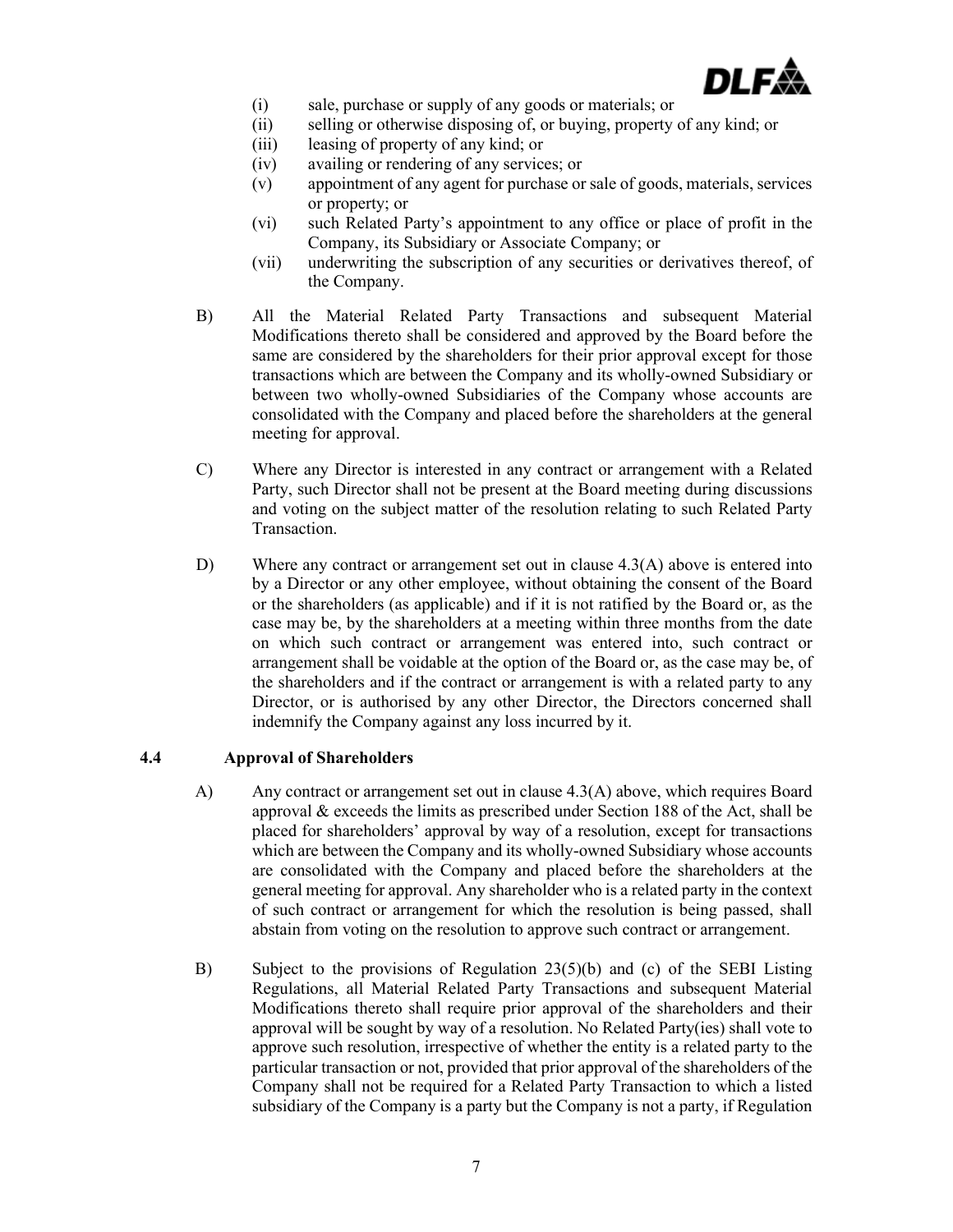(i) sale, purchase or supply of any goods or materials; or
(ii) selling or otherwise disposing of, or buying, property of any kind; or
(iii) leasing of property of any kind; or
(iv) availing or rendering of any services; or
(v) appointment of any agent for purchase or sale of goods, materials, services or property; or
(vi) such Related Party's appointment to any office or place of profit in the Company, its Subsidiary or Associate Company; or
(vii) underwriting the subscription of any securities or derivatives thereof, of the Company.

B) All the Material Related Party Transactions and subsequent Material Modifications thereto shall be considered and approved by the Board before the same are considered by the shareholders for their prior approval except for those transactions which are between the Company and its wholly-owned Subsidiary or between two wholly-owned Subsidiaries of the Company whose accounts are consolidated with the Company and placed before the shareholders at the general meeting for approval.

C) Where any Director is interested in any contract or arrangement with a Related Party, such Director shall not be present at the Board meeting during discussions and voting on the subject matter of the resolution relating to such Related Party Transaction.

D) Where any contract or arrangement set out in clause 4.3(A) above is entered into by a Director or any other employee, without obtaining the consent of the Board or the shareholders (as applicable) and if it is not ratified by the Board or, as the case may be, by the shareholders at a meeting within three months from the date on which such contract or arrangement was entered into, such contract or arrangement shall be voidable at the option of the Board or, as the case may be, of the shareholders and if the contract or arrangement is with a related party to any Director, or is authorised by any other Director, the Directors concerned shall indemnify the Company against any loss incurred by it.

### 4.4 Approval of Shareholders

A) Any contract or arrangement set out in clause 4.3(A) above, which requires Board approval & exceeds the limits as prescribed under Section 188 of the Act, shall be placed for shareholders' approval by way of a resolution, except for transactions which are between the Company and its wholly-owned Subsidiary whose accounts are consolidated with the Company and placed before the shareholders at the general meeting for approval. Any shareholder who is a related party in the context of such contract or arrangement for which the resolution is being passed, shall abstain from voting on the resolution to approve such contract or arrangement.

B) Subject to the provisions of Regulation 23(5)(b) and (c) of the SEBI Listing Regulations, all Material Related Party Transactions and subsequent Material Modifications thereto shall require prior approval of the shareholders and their approval will be sought by way of a resolution. No Related Party(ies) shall vote to approve such resolution, irrespective of whether the entity is a related party to the particular transaction or not, provided that prior approval of the shareholders of the Company shall not be required for a Related Party Transaction to which a listed subsidiary of the Company is a party but the Company is not a party, if Regulation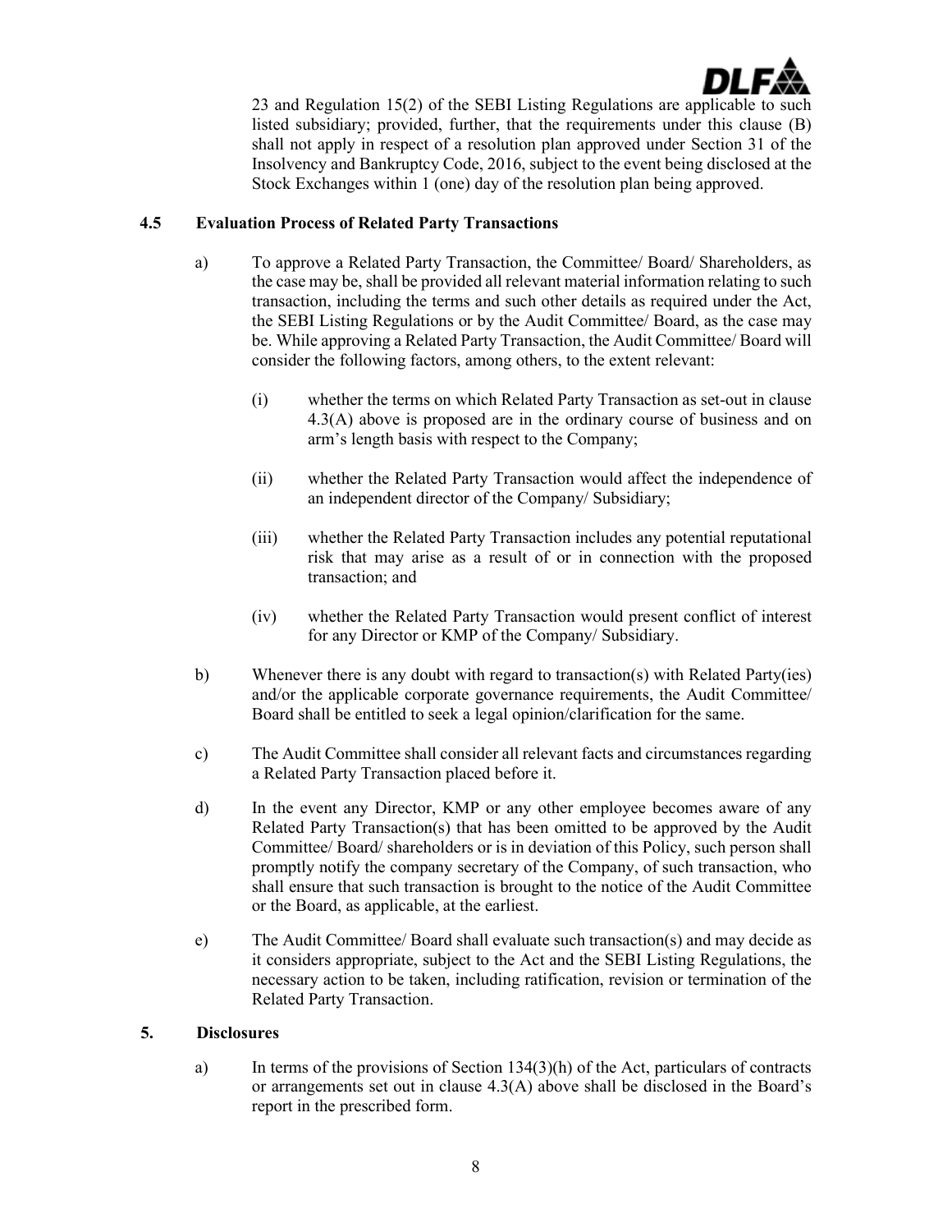23 and Regulation 15(2) of the SEBI Listing Regulations are applicable to such listed subsidiary; provided, further, that the requirements under this clause (B) shall not apply in respect of a resolution plan approved under Section 31 of the Insolvency and Bankruptcy Code, 2016, subject to the event being disclosed at the Stock Exchanges within 1 (one) day of the resolution plan being approved.

### 4.5 Evaluation Process of Related Party Transactions

a) To approve a Related Party Transaction, the Committee/ Board/ Shareholders, as the case may be, shall be provided all relevant material information relating to such transaction, including the terms and such other details as required under the Act, the SEBI Listing Regulations or by the Audit Committee/ Board, as the case may be. While approving a Related Party Transaction, the Audit Committee/ Board will consider the following factors, among others, to the extent relevant:

   (i) whether the terms on which Related Party Transaction as set-out in clause 4.3(A) above is proposed are in the ordinary course of business and on arm's length basis with respect to the Company;

   (ii) whether the Related Party Transaction would affect the independence of an independent director of the Company/ Subsidiary;

   (iii) whether the Related Party Transaction includes any potential reputational risk that may arise as a result of or in connection with the proposed transaction; and

   (iv) whether the Related Party Transaction would present conflict of interest for any Director or KMP of the Company/ Subsidiary.

b) Whenever there is any doubt with regard to transaction(s) with Related Party(ies) and/or the applicable corporate governance requirements, the Audit Committee/ Board shall be entitled to seek a legal opinion/clarification for the same.

c) The Audit Committee shall consider all relevant facts and circumstances regarding a Related Party Transaction placed before it.

d) In the event any Director, KMP or any other employee becomes aware of any Related Party Transaction(s) that has been omitted to be approved by the Audit Committee/ Board/ shareholders or is in deviation of this Policy, such person shall promptly notify the company secretary of the Company, of such transaction, who shall ensure that such transaction is brought to the notice of the Audit Committee or the Board, as applicable, at the earliest.

e) The Audit Committee/ Board shall evaluate such transaction(s) and may decide as it considers appropriate, subject to the Act and the SEBI Listing Regulations, the necessary action to be taken, including ratification, revision or termination of the Related Party Transaction.

## 5. Disclosures

a) In terms of the provisions of Section 134(3)(h) of the Act, particulars of contracts or arrangements set out in clause 4.3(A) above shall be disclosed in the Board's report in the prescribed form.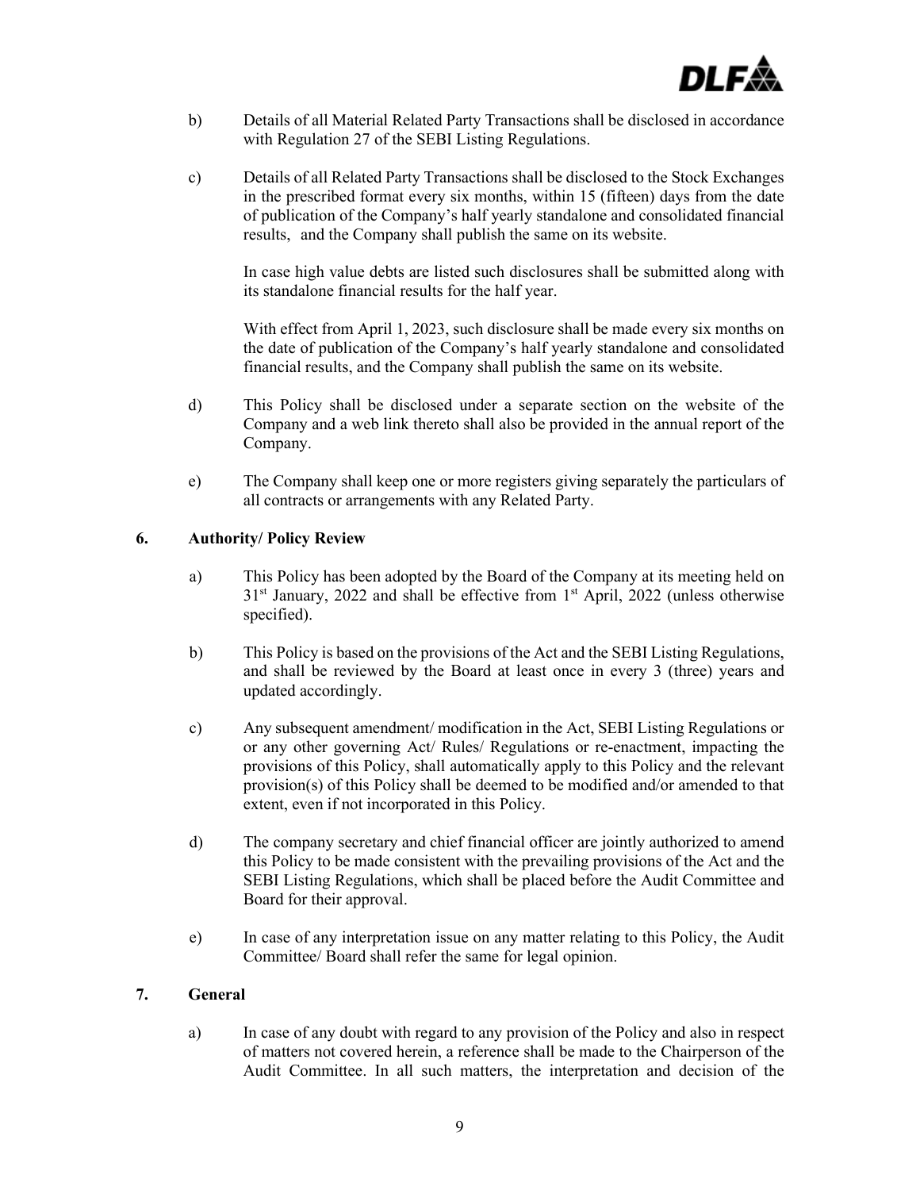b) Details of all Material Related Party Transactions shall be disclosed in accordance with Regulation 27 of the SEBI Listing Regulations.

c) Details of all Related Party Transactions shall be disclosed to the Stock Exchanges in the prescribed format every six months, within 15 (fifteen) days from the date of publication of the Company's half yearly standalone and consolidated financial results, and the Company shall publish the same on its website.

In case high value debts are listed such disclosures shall be submitted along with its standalone financial results for the half year.

With effect from April 1, 2023, such disclosure shall be made every six months on the date of publication of the Company's half yearly standalone and consolidated financial results, and the Company shall publish the same on its website.

d) This Policy shall be disclosed under a separate section on the website of the Company and a web link thereto shall also be provided in the annual report of the Company.

e) The Company shall keep one or more registers giving separately the particulars of all contracts or arrangements with any Related Party.

## 6. Authority/ Policy Review

a) This Policy has been adopted by the Board of the Company at its meeting held on 31st January, 2022 and shall be effective from 1st April, 2022 (unless otherwise specified).

b) This Policy is based on the provisions of the Act and the SEBI Listing Regulations, and shall be reviewed by the Board at least once in every 3 (three) years and updated accordingly.

c) Any subsequent amendment/ modification in the Act, SEBI Listing Regulations or or any other governing Act/ Rules/ Regulations or re-enactment, impacting the provisions of this Policy, shall automatically apply to this Policy and the relevant provision(s) of this Policy shall be deemed to be modified and/or amended to that extent, even if not incorporated in this Policy.

d) The company secretary and chief financial officer are jointly authorized to amend this Policy to be made consistent with the prevailing provisions of the Act and the SEBI Listing Regulations, which shall be placed before the Audit Committee and Board for their approval.

e) In case of any interpretation issue on any matter relating to this Policy, the Audit Committee/ Board shall refer the same for legal opinion.

## 7. General

a) In case of any doubt with regard to any provision of the Policy and also in respect of matters not covered herein, a reference shall be made to the Chairperson of the Audit Committee. In all such matters, the interpretation and decision of the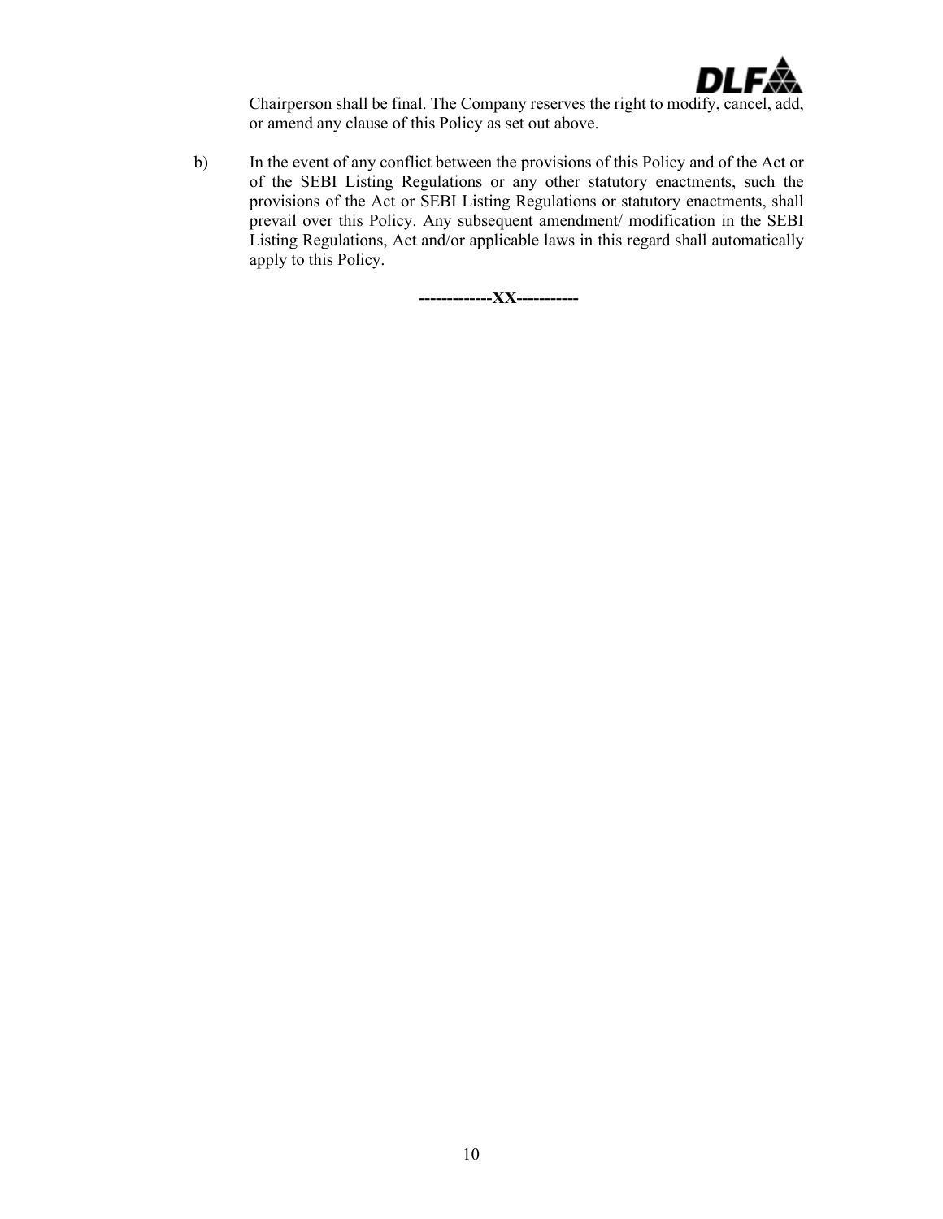Chairperson shall be final. The Company reserves the right to modify, cancel, add, or amend any clause of this Policy as set out above.

b) In the event of any conflict between the provisions of this Policy and of the Act or of the SEBI Listing Regulations or any other statutory enactments, such the provisions of the Act or SEBI Listing Regulations or statutory enactments, shall prevail over this Policy. Any subsequent amendment/ modification in the SEBI Listing Regulations, Act and/or applicable laws in this regard shall automatically apply to this Policy.

**-------------XX----------**